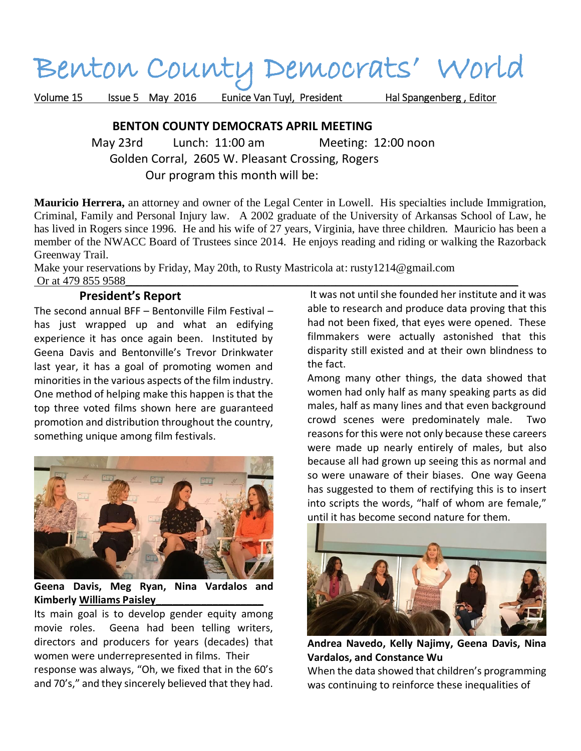# Benton County Democrats' World

Volume 15 Issue 5 May 2016 Eunice Van Tuyl, President Hal Spangenberg , Editor

## BENTON COUNTY DEMOCRATS APRIL MEETING

May 23rd Lunch: 11:00 am Meeting: 12:00 noon

Golden Corral, 2605 W. Pleasant Crossing, Rogers

Our program this month will be:

**Mauricio Herrera,** an attorney and owner of the Legal Center in Lowell. His specialties include Immigration, Criminal, Family and Personal Injury law. A 2002 graduate of the University of Arkansas School of Law, he has lived in Rogers since 1996. He and his wife of 27 years, Virginia, have three children. Mauricio has been a member of the NWACC Board of Trustees since 2014. He enjoys reading and riding or walking the Razorback Greenway Trail.

Make your reservations by Friday, May 20th, to Rusty Mastricola at: rusty1214@gmail.com Or at 479 855 9588

## President's Report

The second annual BFF – Bentonville Film Festival – has just wrapped up and what an edifying experience it has once again been. Instituted by Geena Davis and Bentonville's Trevor Drinkwater last year, it has a goal of promoting women and minorities in the various aspects of the film industry. One method of helping make this happen is that the top three voted films shown here are guaranteed promotion and distribution throughout the country, something unique among film festivals.

**Geena Davis, Meg Ryan, Nina Vardalos and Kimberly Williams Paisley**

Its main goal is to develop gender equity among movie roles. Geena had been telling writers, directors and producers for years (decades) that women were underrepresented in films. Their response was always, "Oh, we fixed that in the 60's and 70's," and they sincerely believed that they had. It was not until she founded her institute and it was able to research and produce data proving that this had not been fixed, that eyes were opened. These filmmakers were actually astonished that this disparity still existed and at their own blindness to the fact.

Among many other things, the data showed that women had only half as many speaking parts as did males, half as many lines and that even background crowd scenes were predominately male. Two reasons for this were not only because these careers were made up nearly entirely of males, but also because all had grown up seeing this as normal and so were unaware of their biases. One way Geena has suggested to them of rectifying this is to insert into scripts the words, "half of whom are female," until it has become second nature for them.

**Andrea Navedo, Kelly Najimy, Geena Davis, Nina Vardalos, and Constance Wu**

When the data showed that children's programming was continuing to reinforce these inequalities of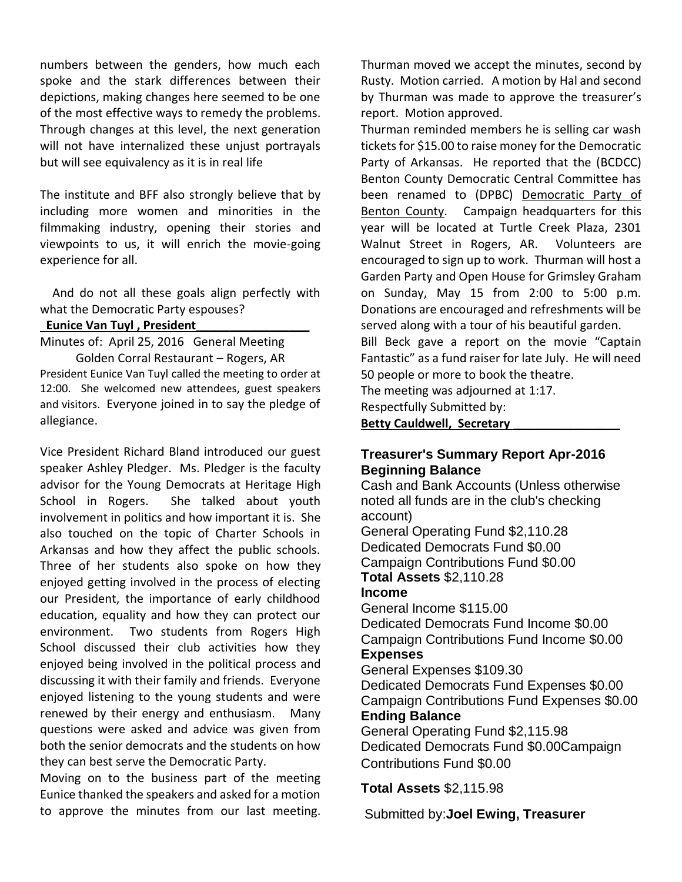numbers between the genders, how much each spoke and the stark differences between their depictions, making changes here seemed to be one of the most effective ways to remedy the problems. Through changes at this level, the next generation will not have internalized these unjust portrayals but will see equivalency as it is in real life

The institute and BFF also strongly believe that by including more women and minorities in the filmmaking industry, opening their stories and viewpoints to us, it will enrich the movie-going experience for all.

And do not all these goals align perfectly with what the Democratic Party espouses?

**Eunice Van Tuyl , President**

Minutes of: April 25, 2016 General Meeting
Golden Corral Restaurant – Rogers, AR

President Eunice Van Tuyl called the meeting to order at 12:00. She welcomed new attendees, guest speakers and visitors. Everyone joined in to say the pledge of allegiance.

Vice President Richard Bland introduced our guest speaker Ashley Pledger. Ms. Pledger is the faculty advisor for the Young Democrats at Heritage High School in Rogers. She talked about youth involvement in politics and how important it is. She also touched on the topic of Charter Schools in Arkansas and how they affect the public schools. Three of her students also spoke on how they enjoyed getting involved in the process of electing our President, the importance of early childhood education, equality and how they can protect our environment. Two students from Rogers High School discussed their club activities how they enjoyed being involved in the political process and discussing it with their family and friends. Everyone enjoyed listening to the young students and were renewed by their energy and enthusiasm. Many questions were asked and advice was given from both the senior democrats and the students on how they can best serve the Democratic Party.

Moving on to the business part of the meeting Eunice thanked the speakers and asked for a motion to approve the minutes from our last meeting. Thurman moved we accept the minutes, second by Rusty. Motion carried. A motion by Hal and second by Thurman was made to approve the treasurer's report. Motion approved.

Thurman reminded members he is selling car wash tickets for $15.00 to raise money for the Democratic Party of Arkansas. He reported that the (BCDCC) Benton County Democratic Central Committee has been renamed to (DPBC) Democratic Party of Benton County. Campaign headquarters for this year will be located at Turtle Creek Plaza, 2301 Walnut Street in Rogers, AR. Volunteers are encouraged to sign up to work. Thurman will host a Garden Party and Open House for Grimsley Graham on Sunday, May 15 from 2:00 to 5:00 p.m. Donations are encouraged and refreshments will be served along with a tour of his beautiful garden.

Bill Beck gave a report on the movie "Captain Fantastic" as a fund raiser for late July. He will need 50 people or more to book the theatre.

The meeting was adjourned at 1:17.

Respectfully Submitted by:

**Betty Cauldwell, Secretary**

## Treasurer's Summary Report Apr-2016

**Beginning Balance**

Cash and Bank Accounts (Unless otherwise noted all funds are in the club's checking account)

General Operating Fund $2,110.28
Dedicated Democrats Fund $0.00
Campaign Contributions Fund $0.00

**Total Assets** $2,110.28

**Income**

General Income $115.00
Dedicated Democrats Fund Income $0.00
Campaign Contributions Fund Income $0.00

**Expenses**

General Expenses $109.30
Dedicated Democrats Fund Expenses $0.00
Campaign Contributions Fund Expenses $0.00

**Ending Balance**

General Operating Fund $2,115.98
Dedicated Democrats Fund $0.00Campaign Contributions Fund $0.00

**Total Assets** $2,115.98

Submitted by:**Joel Ewing, Treasurer**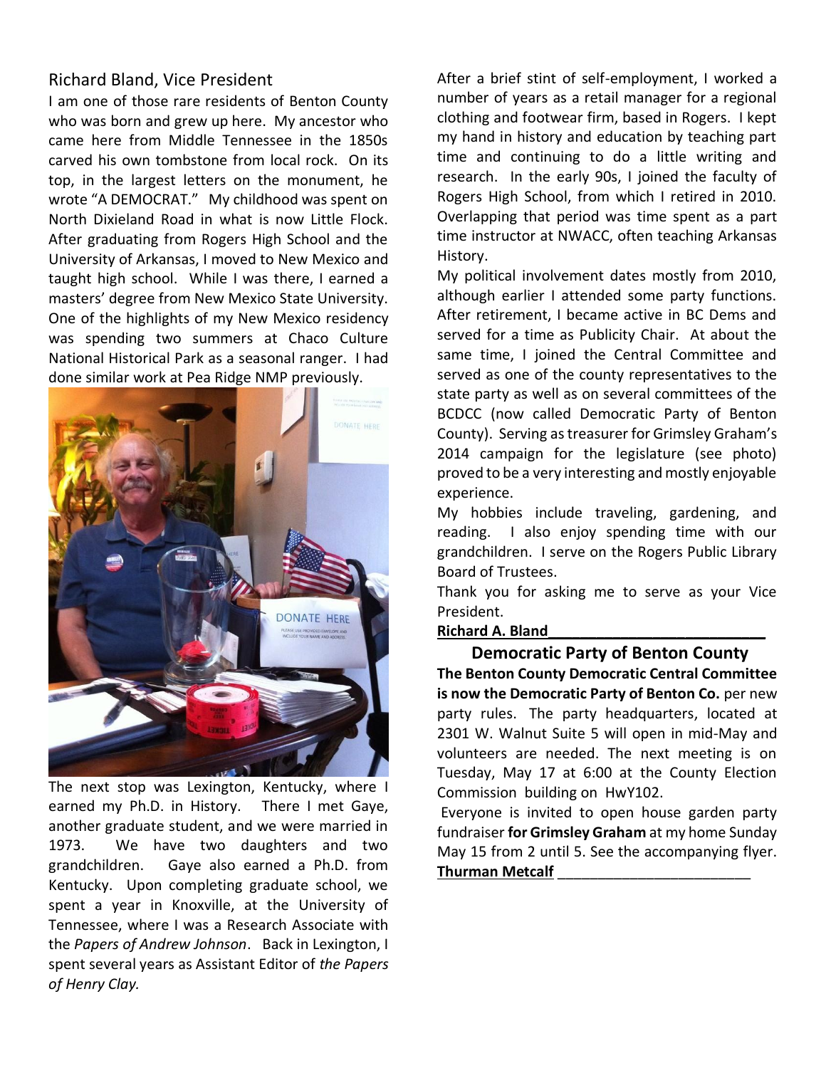## Richard Bland, Vice President

I am one of those rare residents of Benton County who was born and grew up here. My ancestor who came here from Middle Tennessee in the 1850s carved his own tombstone from local rock. On its top, in the largest letters on the monument, he wrote "A DEMOCRAT." My childhood was spent on North Dixieland Road in what is now Little Flock. After graduating from Rogers High School and the University of Arkansas, I moved to New Mexico and taught high school. While I was there, I earned a masters' degree from New Mexico State University. One of the highlights of my New Mexico residency was spending two summers at Chaco Culture National Historical Park as a seasonal ranger. I had done similar work at Pea Ridge NMP previously.

The next stop was Lexington, Kentucky, where I earned my Ph.D. in History. There I met Gaye, another graduate student, and we were married in 1973. We have two daughters and two grandchildren. Gaye also earned a Ph.D. from Kentucky. Upon completing graduate school, we spent a year in Knoxville, at the University of Tennessee, where I was a Research Associate with the *Papers of Andrew Johnson*. Back in Lexington, I spent several years as Assistant Editor of *the Papers of Henry Clay.*

After a brief stint of self-employment, I worked a number of years as a retail manager for a regional clothing and footwear firm, based in Rogers. I kept my hand in history and education by teaching part time and continuing to do a little writing and research. In the early 90s, I joined the faculty of Rogers High School, from which I retired in 2010. Overlapping that period was time spent as a part time instructor at NWACC, often teaching Arkansas History.

My political involvement dates mostly from 2010, although earlier I attended some party functions. After retirement, I became active in BC Dems and served for a time as Publicity Chair. At about the same time, I joined the Central Committee and served as one of the county representatives to the state party as well as on several committees of the BCDCC (now called Democratic Party of Benton County). Serving as treasurer for Grimsley Graham's 2014 campaign for the legislature (see photo) proved to be a very interesting and mostly enjoyable experience.

My hobbies include traveling, gardening, and reading. I also enjoy spending time with our grandchildren. I serve on the Rogers Public Library Board of Trustees.

Thank you for asking me to serve as your Vice President.

**Richard A. Bland**

## Democratic Party of Benton County

**The Benton County Democratic Central Committee is now the Democratic Party of Benton Co.** per new party rules. The party headquarters, located at 2301 W. Walnut Suite 5 will open in mid-May and volunteers are needed. The next meeting is on Tuesday, May 17 at 6:00 at the County Election Commission building on HwY102.

Everyone is invited to open house garden party fundraiser **for Grimsley Graham** at my home Sunday May 15 from 2 until 5. See the accompanying flyer.

**Thurman Metcalf**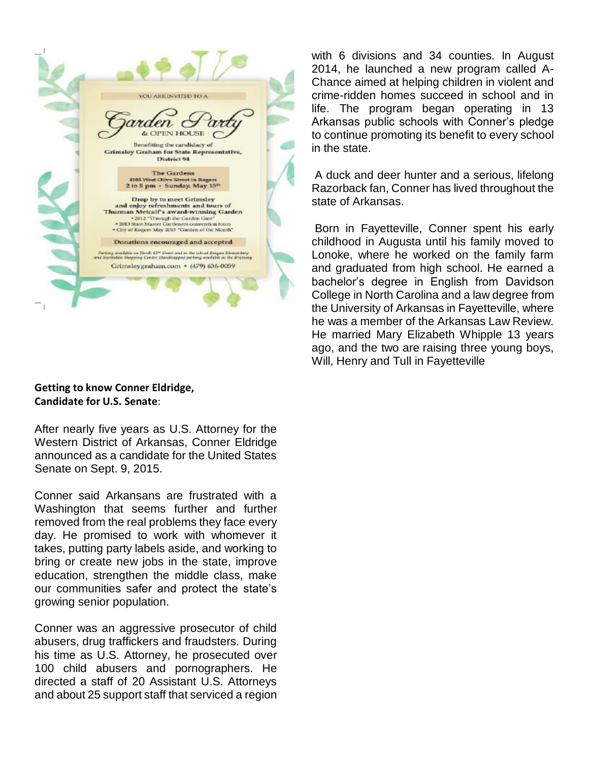YOU ARE INVITED TO A

Garden Party

& OPEN HOUSE

Benefiting the candidacy of
Grimsley Graham for State Representative,
District 94

The Gardens
4105 West Olive Street in Rogers
2 to 5 pm • Sunday, May 15th

Drop by to meet Grimsley
and enjoy refreshments and tours of
Thurman Metcalf's award-winning Garden
• 2012 "Through the Garden Gate"
• 2013 State Master Gardeners convention tours
• City of Rogers May 2015 "Garden of the Month"

Donations encouraged and accepted

Parking available on North 42nd Street and in the lots at Reagan Elementary and Scottsdale Shopping Center. Handicapped parking available in the driveway

Grimsleygraham.com • (479) 636-0059

**Getting to know Conner Eldridge, Candidate for U.S. Senate**:

After nearly five years as U.S. Attorney for the Western District of Arkansas, Conner Eldridge announced as a candidate for the United States Senate on Sept. 9, 2015.

Conner said Arkansans are frustrated with a Washington that seems further and further removed from the real problems they face every day. He promised to work with whomever it takes, putting party labels aside, and working to bring or create new jobs in the state, improve education, strengthen the middle class, make our communities safer and protect the state's growing senior population.

Conner was an aggressive prosecutor of child abusers, drug traffickers and fraudsters. During his time as U.S. Attorney, he prosecuted over 100 child abusers and pornographers. He directed a staff of 20 Assistant U.S. Attorneys and about 25 support staff that serviced a region with 6 divisions and 34 counties. In August 2014, he launched a new program called A-Chance aimed at helping children in violent and crime-ridden homes succeed in school and in life. The program began operating in 13 Arkansas public schools with Conner's pledge to continue promoting its benefit to every school in the state.

A duck and deer hunter and a serious, lifelong Razorback fan, Conner has lived throughout the state of Arkansas.

Born in Fayetteville, Conner spent his early childhood in Augusta until his family moved to Lonoke, where he worked on the family farm and graduated from high school. He earned a bachelor's degree in English from Davidson College in North Carolina and a law degree from the University of Arkansas in Fayetteville, where he was a member of the Arkansas Law Review. He married Mary Elizabeth Whipple 13 years ago, and the two are raising three young boys, Will, Henry and Tull in Fayetteville